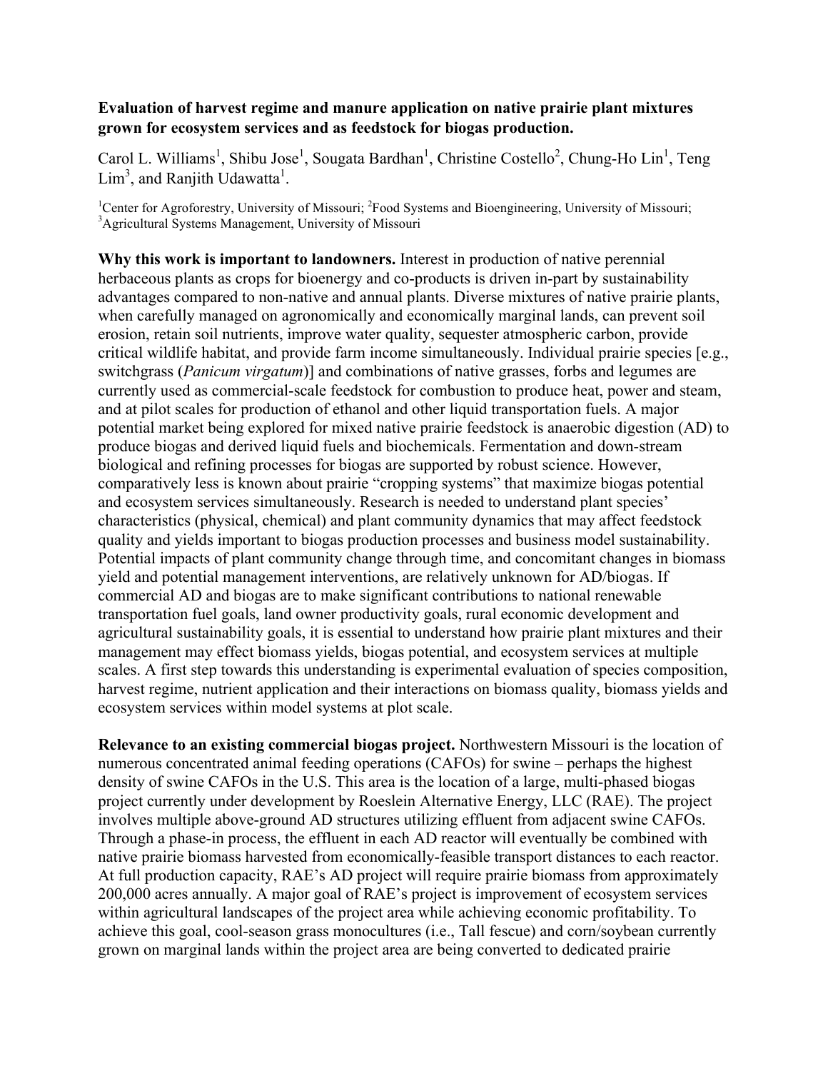# Evaluation of harvest regime and manure application on native prairie plant mixtures grown for ecosystem services and as feedstock for biogas production.

Carol L. Williams[1], Shibu Jose[1], Sougata Bardhan[1], Christine Costello[2], Chung-Ho Lin[1], Teng Lim[3], and Ranjith Udawatta[1].

[1]Center for Agroforestry, University of Missouri; [2]Food Systems and Bioengineering, University of Missouri; [3]Agricultural Systems Management, University of Missouri

**Why this work is important to landowners.** Interest in production of native perennial herbaceous plants as crops for bioenergy and co-products is driven in-part by sustainability advantages compared to non-native and annual plants. Diverse mixtures of native prairie plants, when carefully managed on agronomically and economically marginal lands, can prevent soil erosion, retain soil nutrients, improve water quality, sequester atmospheric carbon, provide critical wildlife habitat, and provide farm income simultaneously. Individual prairie species [e.g., switchgrass (*Panicum virgatum*)] and combinations of native grasses, forbs and legumes are currently used as commercial-scale feedstock for combustion to produce heat, power and steam, and at pilot scales for production of ethanol and other liquid transportation fuels. A major potential market being explored for mixed native prairie feedstock is anaerobic digestion (AD) to produce biogas and derived liquid fuels and biochemicals. Fermentation and down-stream biological and refining processes for biogas are supported by robust science. However, comparatively less is known about prairie "cropping systems" that maximize biogas potential and ecosystem services simultaneously. Research is needed to understand plant species' characteristics (physical, chemical) and plant community dynamics that may affect feedstock quality and yields important to biogas production processes and business model sustainability. Potential impacts of plant community change through time, and concomitant changes in biomass yield and potential management interventions, are relatively unknown for AD/biogas. If commercial AD and biogas are to make significant contributions to national renewable transportation fuel goals, land owner productivity goals, rural economic development and agricultural sustainability goals, it is essential to understand how prairie plant mixtures and their management may effect biomass yields, biogas potential, and ecosystem services at multiple scales. A first step towards this understanding is experimental evaluation of species composition, harvest regime, nutrient application and their interactions on biomass quality, biomass yields and ecosystem services within model systems at plot scale.

**Relevance to an existing commercial biogas project.** Northwestern Missouri is the location of numerous concentrated animal feeding operations (CAFOs) for swine – perhaps the highest density of swine CAFOs in the U.S. This area is the location of a large, multi-phased biogas project currently under development by Roeslein Alternative Energy, LLC (RAE). The project involves multiple above-ground AD structures utilizing effluent from adjacent swine CAFOs. Through a phase-in process, the effluent in each AD reactor will eventually be combined with native prairie biomass harvested from economically-feasible transport distances to each reactor. At full production capacity, RAE's AD project will require prairie biomass from approximately 200,000 acres annually. A major goal of RAE's project is improvement of ecosystem services within agricultural landscapes of the project area while achieving economic profitability. To achieve this goal, cool-season grass monocultures (i.e., Tall fescue) and corn/soybean currently grown on marginal lands within the project area are being converted to dedicated prairie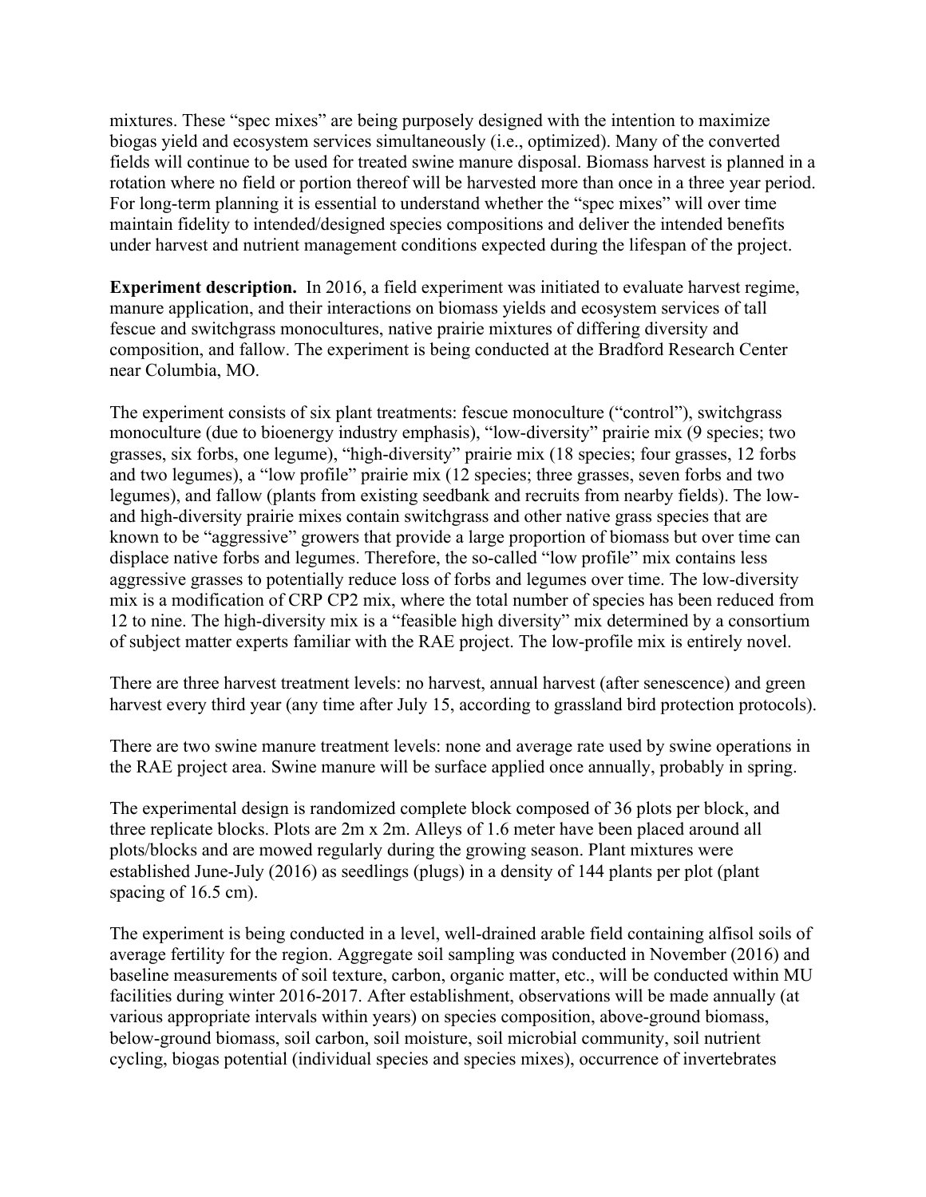mixtures. These "spec mixes" are being purposely designed with the intention to maximize biogas yield and ecosystem services simultaneously (i.e., optimized). Many of the converted fields will continue to be used for treated swine manure disposal. Biomass harvest is planned in a rotation where no field or portion thereof will be harvested more than once in a three year period. For long-term planning it is essential to understand whether the "spec mixes" will over time maintain fidelity to intended/designed species compositions and deliver the intended benefits under harvest and nutrient management conditions expected during the lifespan of the project.

**Experiment description.** In 2016, a field experiment was initiated to evaluate harvest regime, manure application, and their interactions on biomass yields and ecosystem services of tall fescue and switchgrass monocultures, native prairie mixtures of differing diversity and composition, and fallow. The experiment is being conducted at the Bradford Research Center near Columbia, MO.

The experiment consists of six plant treatments: fescue monoculture ("control"), switchgrass monoculture (due to bioenergy industry emphasis), "low-diversity" prairie mix (9 species; two grasses, six forbs, one legume), "high-diversity" prairie mix (18 species; four grasses, 12 forbs and two legumes), a "low profile" prairie mix (12 species; three grasses, seven forbs and two legumes), and fallow (plants from existing seedbank and recruits from nearby fields). The low- and high-diversity prairie mixes contain switchgrass and other native grass species that are known to be "aggressive" growers that provide a large proportion of biomass but over time can displace native forbs and legumes. Therefore, the so-called "low profile" mix contains less aggressive grasses to potentially reduce loss of forbs and legumes over time. The low-diversity mix is a modification of CRP CP2 mix, where the total number of species has been reduced from 12 to nine. The high-diversity mix is a "feasible high diversity" mix determined by a consortium of subject matter experts familiar with the RAE project. The low-profile mix is entirely novel.

There are three harvest treatment levels: no harvest, annual harvest (after senescence) and green harvest every third year (any time after July 15, according to grassland bird protection protocols).

There are two swine manure treatment levels: none and average rate used by swine operations in the RAE project area. Swine manure will be surface applied once annually, probably in spring.

The experimental design is randomized complete block composed of 36 plots per block, and three replicate blocks. Plots are 2m x 2m. Alleys of 1.6 meter have been placed around all plots/blocks and are mowed regularly during the growing season. Plant mixtures were established June-July (2016) as seedlings (plugs) in a density of 144 plants per plot (plant spacing of 16.5 cm).

The experiment is being conducted in a level, well-drained arable field containing alfisol soils of average fertility for the region. Aggregate soil sampling was conducted in November (2016) and baseline measurements of soil texture, carbon, organic matter, etc., will be conducted within MU facilities during winter 2016-2017. After establishment, observations will be made annually (at various appropriate intervals within years) on species composition, above-ground biomass, below-ground biomass, soil carbon, soil moisture, soil microbial community, soil nutrient cycling, biogas potential (individual species and species mixes), occurrence of invertebrates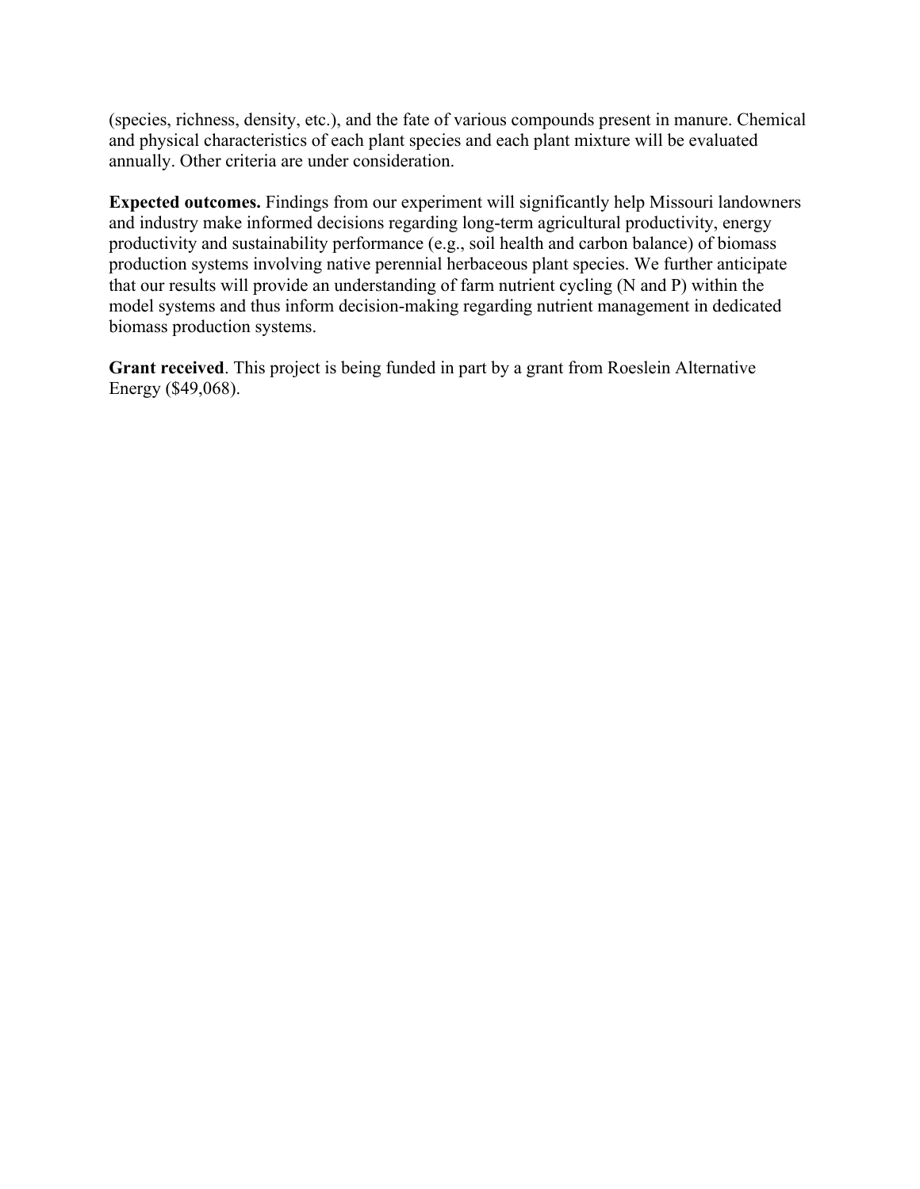(species, richness, density, etc.), and the fate of various compounds present in manure. Chemical and physical characteristics of each plant species and each plant mixture will be evaluated annually. Other criteria are under consideration.

**Expected outcomes.** Findings from our experiment will significantly help Missouri landowners and industry make informed decisions regarding long-term agricultural productivity, energy productivity and sustainability performance (e.g., soil health and carbon balance) of biomass production systems involving native perennial herbaceous plant species. We further anticipate that our results will provide an understanding of farm nutrient cycling (N and P) within the model systems and thus inform decision-making regarding nutrient management in dedicated biomass production systems.

**Grant received**. This project is being funded in part by a grant from Roeslein Alternative Energy ($49,068).